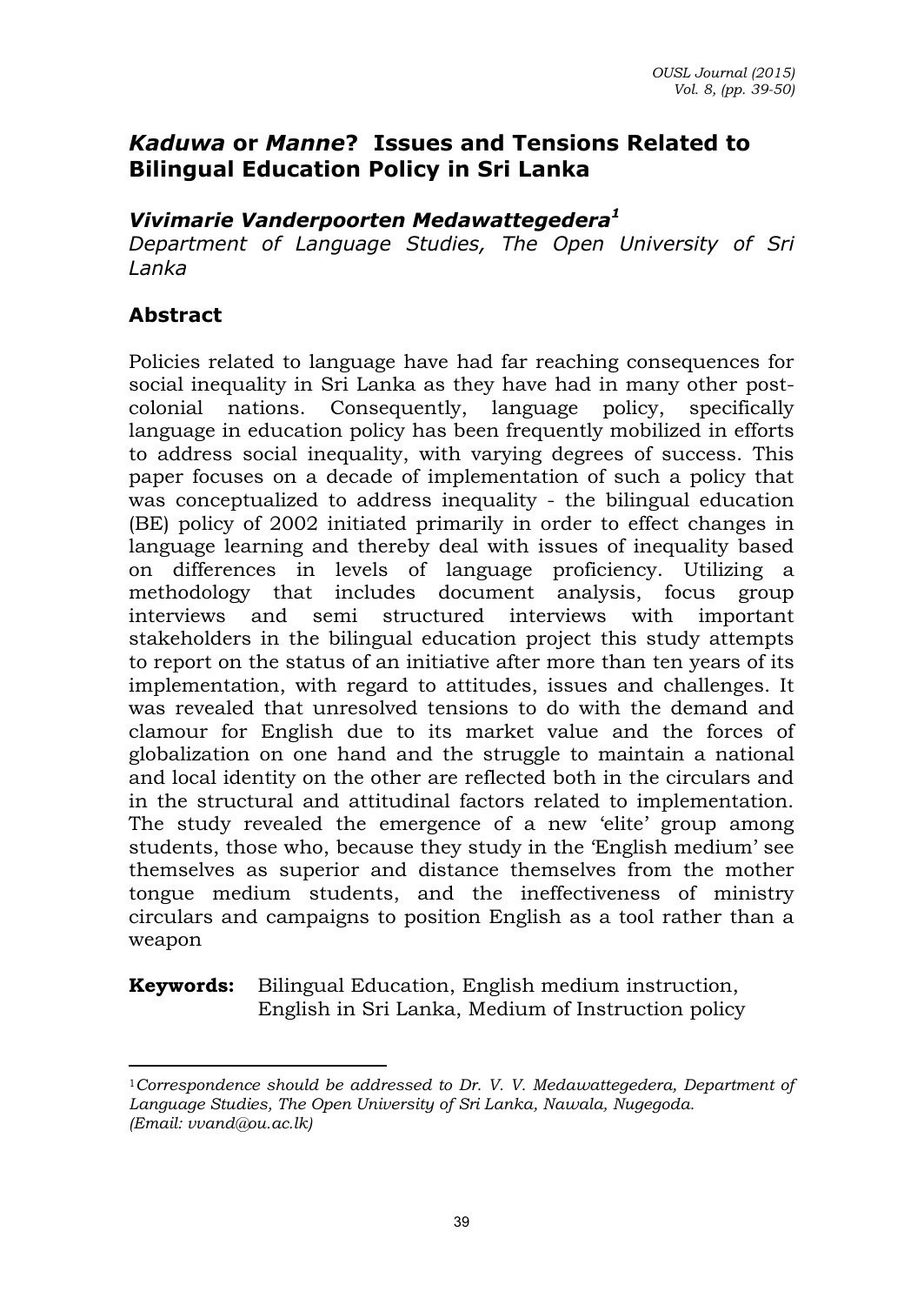# *Kaduwa* or *Manne*? Issues and Tensions Related to Bilingual Education Policy in Sri Lanka

***Vivimarie Vanderpoorten Medawattegedera***[1]

*Department of Language Studies, The Open University of Sri Lanka*

## Abstract

Policies related to language have had far reaching consequences for social inequality in Sri Lanka as they have had in many other post-colonial nations. Consequently, language policy, specifically language in education policy has been frequently mobilized in efforts to address social inequality, with varying degrees of success. This paper focuses on a decade of implementation of such a policy that was conceptualized to address inequality - the bilingual education (BE) policy of 2002 initiated primarily in order to effect changes in language learning and thereby deal with issues of inequality based on differences in levels of language proficiency. Utilizing a methodology that includes document analysis, focus group interviews and semi structured interviews with important stakeholders in the bilingual education project this study attempts to report on the status of an initiative after more than ten years of its implementation, with regard to attitudes, issues and challenges. It was revealed that unresolved tensions to do with the demand and clamour for English due to its market value and the forces of globalization on one hand and the struggle to maintain a national and local identity on the other are reflected both in the circulars and in the structural and attitudinal factors related to implementation. The study revealed the emergence of a new 'elite' group among students, those who, because they study in the 'English medium' see themselves as superior and distance themselves from the mother tongue medium students, and the ineffectiveness of ministry circulars and campaigns to position English as a tool rather than a weapon

**Keywords:** Bilingual Education, English medium instruction, English in Sri Lanka, Medium of Instruction policy

---

[1] *Correspondence should be addressed to Dr. V. V. Medawattegedera, Department of Language Studies, The Open University of Sri Lanka, Nawala, Nugegoda. (Email: vvand@ou.ac.lk)*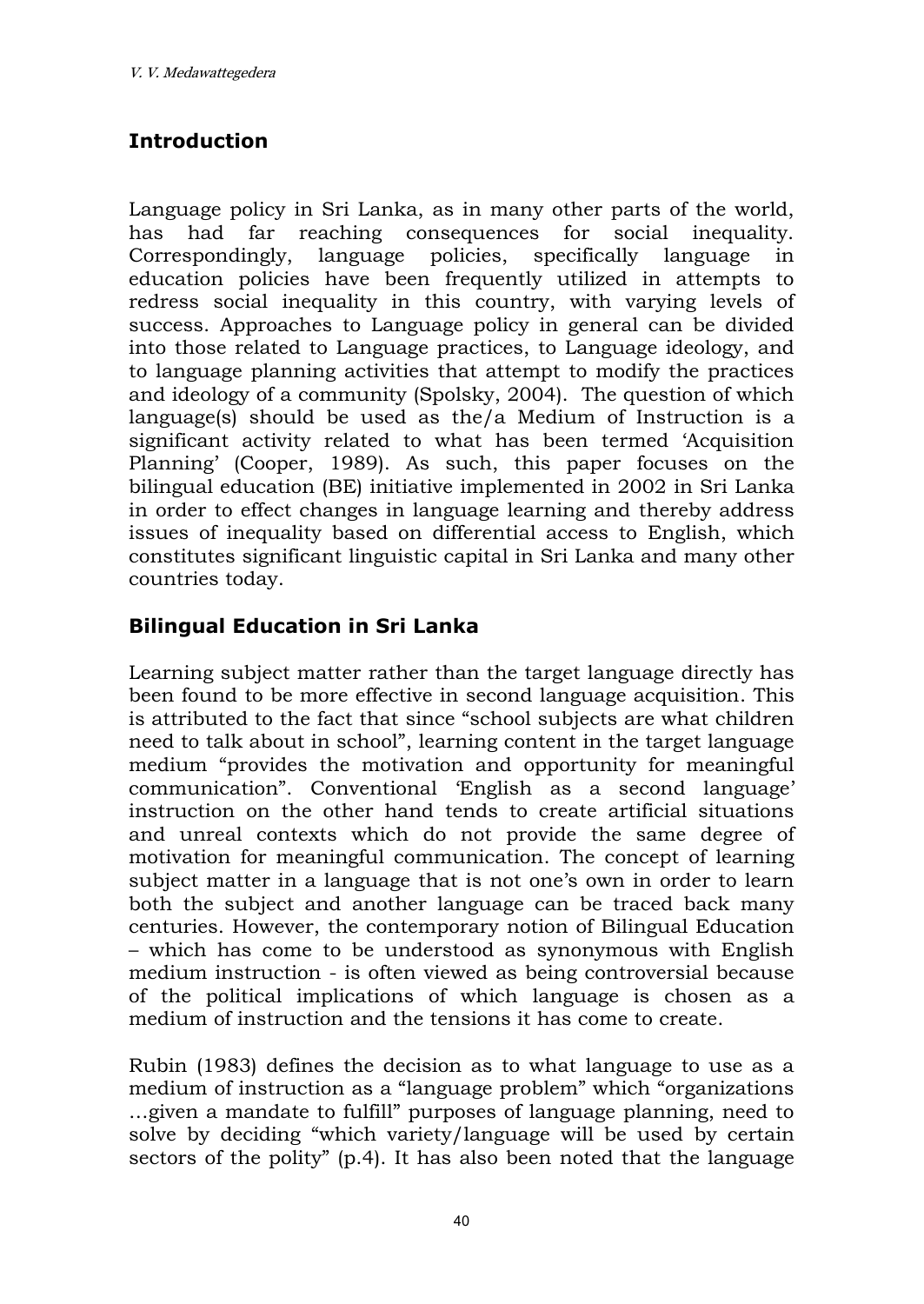## Introduction

Language policy in Sri Lanka, as in many other parts of the world, has had far reaching consequences for social inequality. Correspondingly, language policies, specifically language in education policies have been frequently utilized in attempts to redress social inequality in this country, with varying levels of success. Approaches to Language policy in general can be divided into those related to Language practices, to Language ideology, and to language planning activities that attempt to modify the practices and ideology of a community (Spolsky, 2004). The question of which language(s) should be used as the/a Medium of Instruction is a significant activity related to what has been termed 'Acquisition Planning' (Cooper, 1989). As such, this paper focuses on the bilingual education (BE) initiative implemented in 2002 in Sri Lanka in order to effect changes in language learning and thereby address issues of inequality based on differential access to English, which constitutes significant linguistic capital in Sri Lanka and many other countries today.

## Bilingual Education in Sri Lanka

Learning subject matter rather than the target language directly has been found to be more effective in second language acquisition. This is attributed to the fact that since "school subjects are what children need to talk about in school", learning content in the target language medium "provides the motivation and opportunity for meaningful communication". Conventional 'English as a second language' instruction on the other hand tends to create artificial situations and unreal contexts which do not provide the same degree of motivation for meaningful communication. The concept of learning subject matter in a language that is not one's own in order to learn both the subject and another language can be traced back many centuries. However, the contemporary notion of Bilingual Education – which has come to be understood as synonymous with English medium instruction - is often viewed as being controversial because of the political implications of which language is chosen as a medium of instruction and the tensions it has come to create.

Rubin (1983) defines the decision as to what language to use as a medium of instruction as a "language problem" which "organizations …given a mandate to fulfill" purposes of language planning, need to solve by deciding "which variety/language will be used by certain sectors of the polity" (p.4). It has also been noted that the language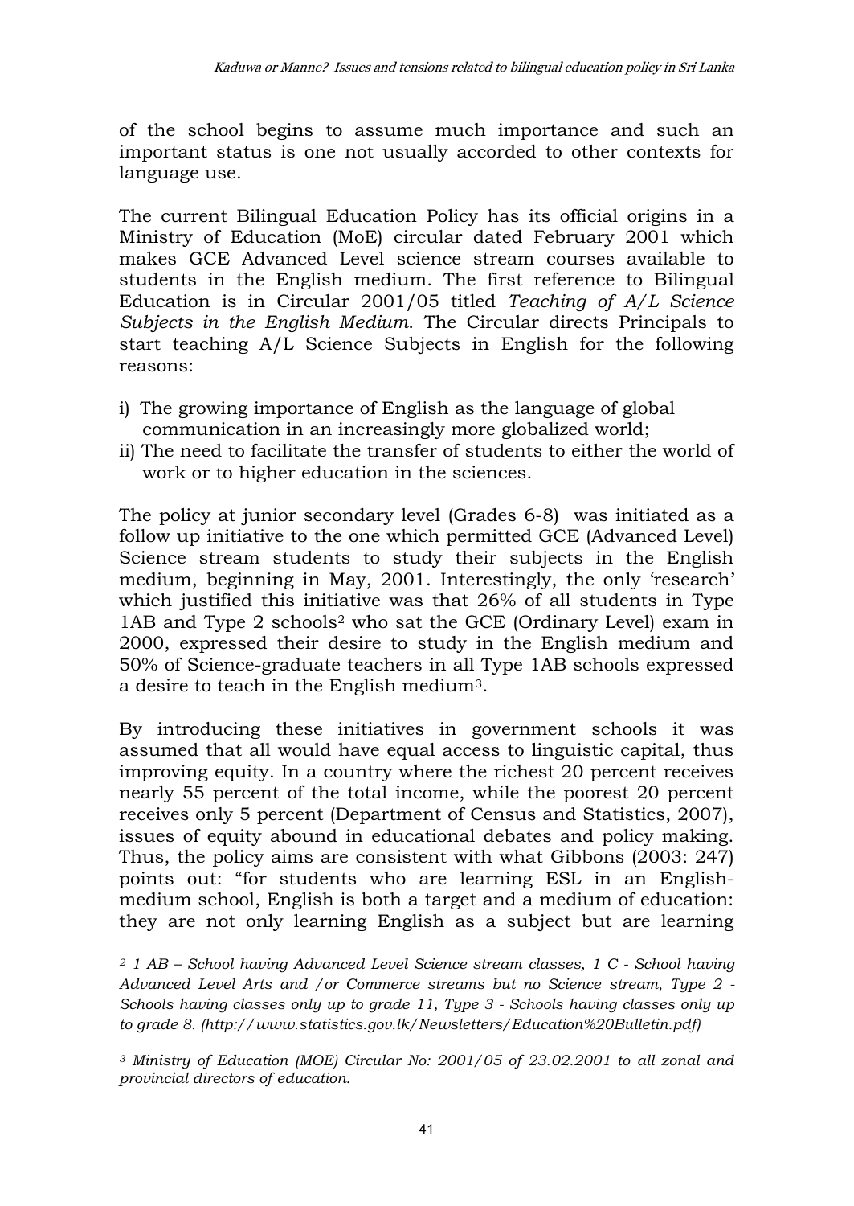of the school begins to assume much importance and such an important status is one not usually accorded to other contexts for language use.

The current Bilingual Education Policy has its official origins in a Ministry of Education (MoE) circular dated February 2001 which makes GCE Advanced Level science stream courses available to students in the English medium. The first reference to Bilingual Education is in Circular 2001/05 titled *Teaching of A/L Science Subjects in the English Medium.* The Circular directs Principals to start teaching A/L Science Subjects in English for the following reasons:

i) The growing importance of English as the language of global communication in an increasingly more globalized world;
ii) The need to facilitate the transfer of students to either the world of work or to higher education in the sciences.

The policy at junior secondary level (Grades 6-8) was initiated as a follow up initiative to the one which permitted GCE (Advanced Level) Science stream students to study their subjects in the English medium, beginning in May, 2001. Interestingly, the only 'research' which justified this initiative was that 26% of all students in Type 1AB and Type 2 schools[2] who sat the GCE (Ordinary Level) exam in 2000, expressed their desire to study in the English medium and 50% of Science-graduate teachers in all Type 1AB schools expressed a desire to teach in the English medium[3].

By introducing these initiatives in government schools it was assumed that all would have equal access to linguistic capital, thus improving equity. In a country where the richest 20 percent receives nearly 55 percent of the total income, while the poorest 20 percent receives only 5 percent (Department of Census and Statistics, 2007), issues of equity abound in educational debates and policy making. Thus, the policy aims are consistent with what Gibbons (2003: 247) points out: "for students who are learning ESL in an English-medium school, English is both a target and a medium of education: they are not only learning English as a subject but are learning

---

*[2] 1 AB – School having Advanced Level Science stream classes, 1 C - School having Advanced Level Arts and /or Commerce streams but no Science stream, Type 2 - Schools having classes only up to grade 11, Type 3 - Schools having classes only up to grade 8. (http://www.statistics.gov.lk/Newsletters/Education%20Bulletin.pdf)*

*[3] Ministry of Education (MOE) Circular No: 2001/05 of 23.02.2001 to all zonal and provincial directors of education.*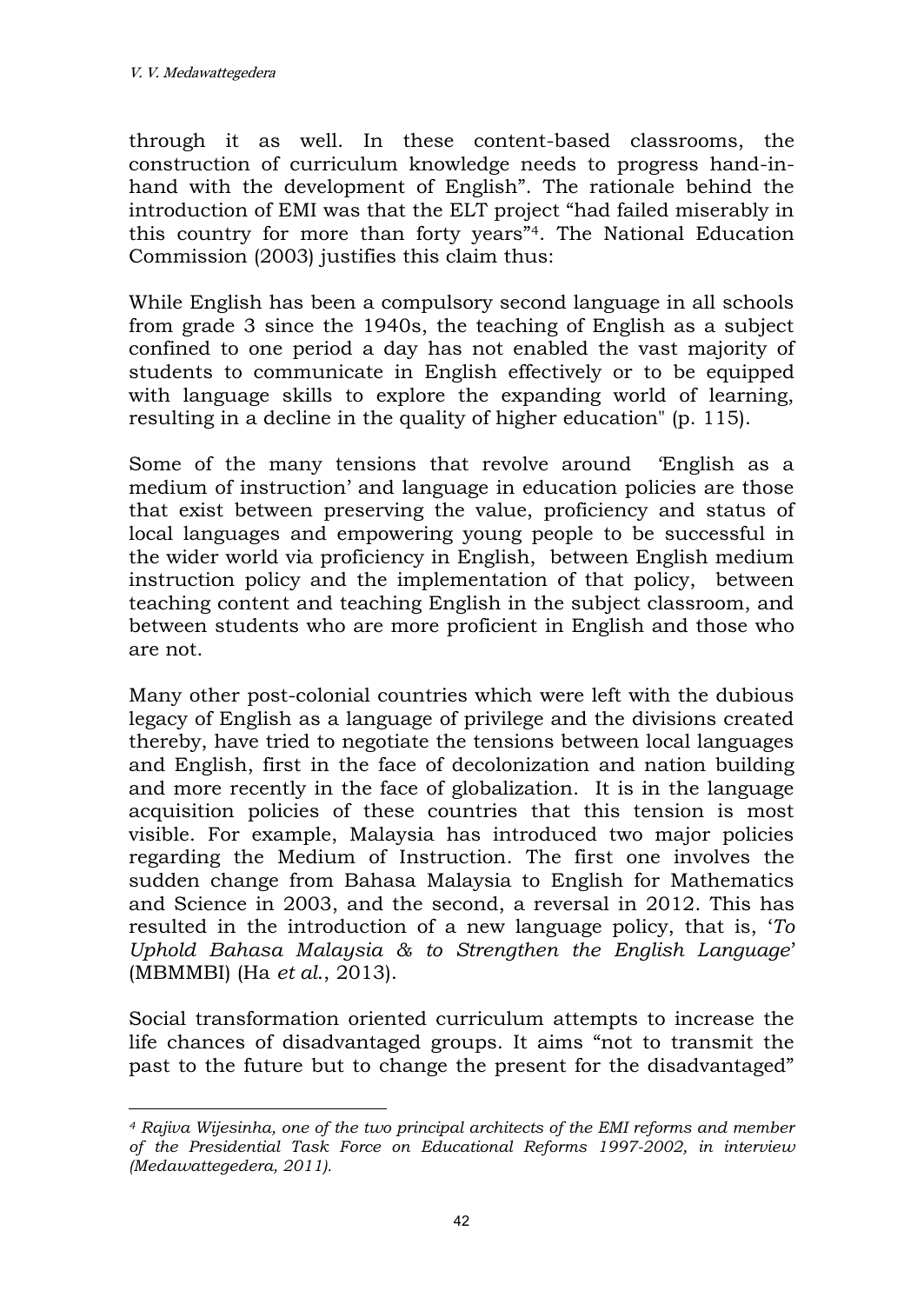through it as well. In these content-based classrooms, the construction of curriculum knowledge needs to progress hand-in-hand with the development of English". The rationale behind the introduction of EMI was that the ELT project "had failed miserably in this country for more than forty years"[4]. The National Education Commission (2003) justifies this claim thus:

While English has been a compulsory second language in all schools from grade 3 since the 1940s, the teaching of English as a subject confined to one period a day has not enabled the vast majority of students to communicate in English effectively or to be equipped with language skills to explore the expanding world of learning, resulting in a decline in the quality of higher education" (p. 115).

Some of the many tensions that revolve around 'English as a medium of instruction' and language in education policies are those that exist between preserving the value, proficiency and status of local languages and empowering young people to be successful in the wider world via proficiency in English, between English medium instruction policy and the implementation of that policy, between teaching content and teaching English in the subject classroom, and between students who are more proficient in English and those who are not.

Many other post-colonial countries which were left with the dubious legacy of English as a language of privilege and the divisions created thereby, have tried to negotiate the tensions between local languages and English, first in the face of decolonization and nation building and more recently in the face of globalization. It is in the language acquisition policies of these countries that this tension is most visible. For example, Malaysia has introduced two major policies regarding the Medium of Instruction. The first one involves the sudden change from Bahasa Malaysia to English for Mathematics and Science in 2003, and the second, a reversal in 2012. This has resulted in the introduction of a new language policy, that is, '*To Uphold Bahasa Malaysia & to Strengthen the English Language*' (MBMMBI) (Ha *et al.*, 2013).

Social transformation oriented curriculum attempts to increase the life chances of disadvantaged groups. It aims "not to transmit the past to the future but to change the present for the disadvantaged"

---

*[4] Rajiva Wijesinha, one of the two principal architects of the EMI reforms and member of the Presidential Task Force on Educational Reforms 1997-2002, in interview (Medawattegedera, 2011).*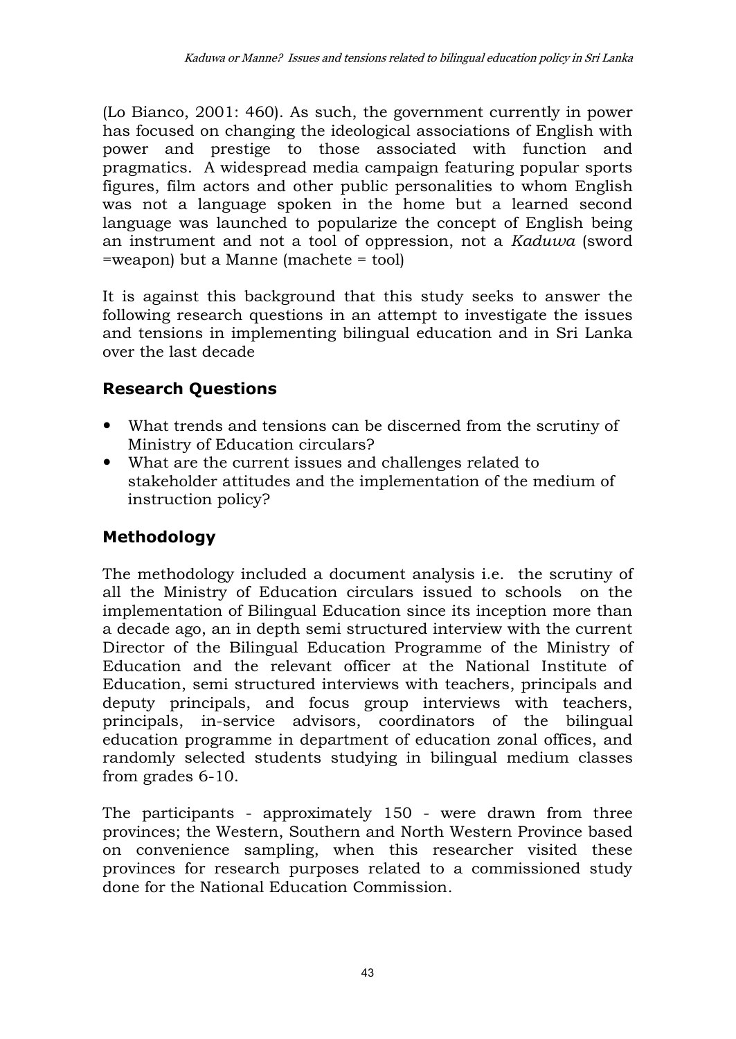(Lo Bianco, 2001: 460). As such, the government currently in power has focused on changing the ideological associations of English with power and prestige to those associated with function and pragmatics. A widespread media campaign featuring popular sports figures, film actors and other public personalities to whom English was not a language spoken in the home but a learned second language was launched to popularize the concept of English being an instrument and not a tool of oppression, not a *Kaduwa* (sword =weapon) but a Manne (machete = tool)

It is against this background that this study seeks to answer the following research questions in an attempt to investigate the issues and tensions in implementing bilingual education and in Sri Lanka over the last decade

## Research Questions

- What trends and tensions can be discerned from the scrutiny of Ministry of Education circulars?
- What are the current issues and challenges related to stakeholder attitudes and the implementation of the medium of instruction policy?

## Methodology

The methodology included a document analysis i.e. the scrutiny of all the Ministry of Education circulars issued to schools on the implementation of Bilingual Education since its inception more than a decade ago, an in depth semi structured interview with the current Director of the Bilingual Education Programme of the Ministry of Education and the relevant officer at the National Institute of Education, semi structured interviews with teachers, principals and deputy principals, and focus group interviews with teachers, principals, in-service advisors, coordinators of the bilingual education programme in department of education zonal offices, and randomly selected students studying in bilingual medium classes from grades 6-10.

The participants - approximately 150 - were drawn from three provinces; the Western, Southern and North Western Province based on convenience sampling, when this researcher visited these provinces for research purposes related to a commissioned study done for the National Education Commission.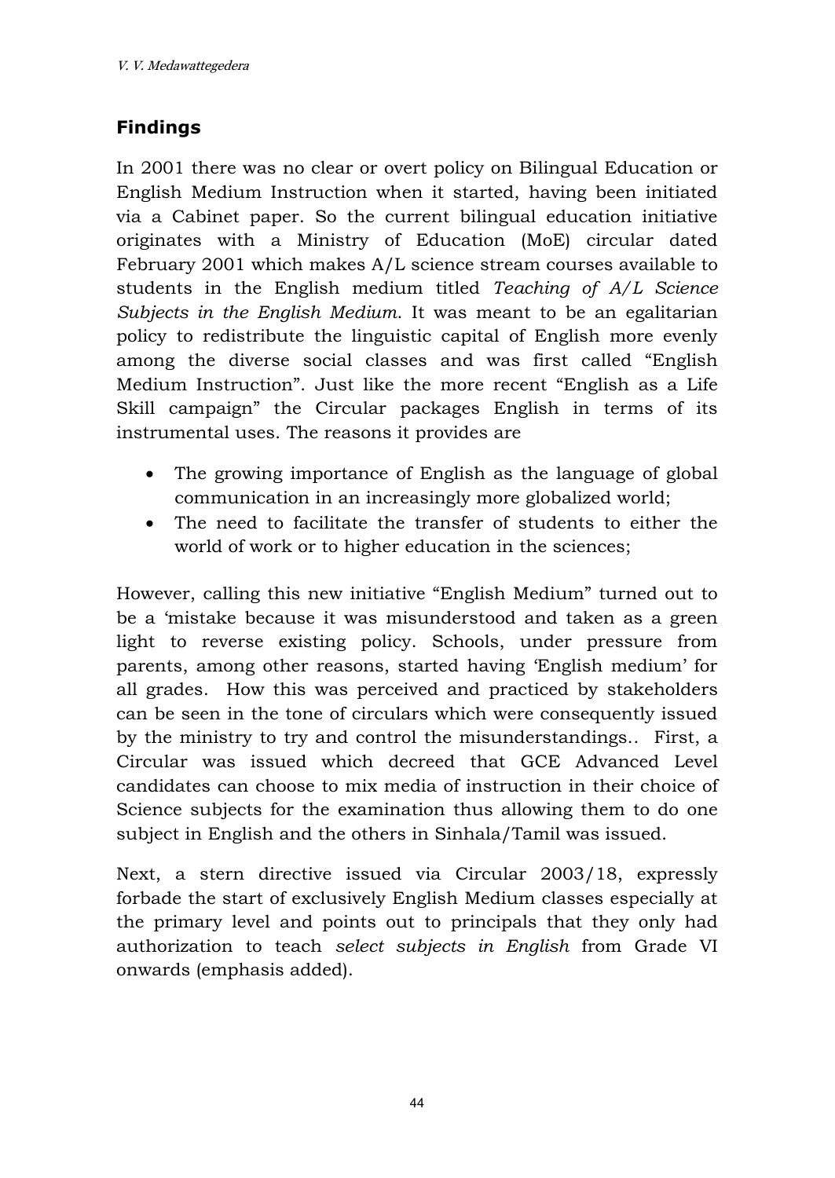## Findings

In 2001 there was no clear or overt policy on Bilingual Education or English Medium Instruction when it started, having been initiated via a Cabinet paper. So the current bilingual education initiative originates with a Ministry of Education (MoE) circular dated February 2001 which makes A/L science stream courses available to students in the English medium titled *Teaching of A/L Science Subjects in the English Medium*. It was meant to be an egalitarian policy to redistribute the linguistic capital of English more evenly among the diverse social classes and was first called "English Medium Instruction". Just like the more recent "English as a Life Skill campaign" the Circular packages English in terms of its instrumental uses. The reasons it provides are

- The growing importance of English as the language of global communication in an increasingly more globalized world;
- The need to facilitate the transfer of students to either the world of work or to higher education in the sciences;

However, calling this new initiative "English Medium" turned out to be a 'mistake because it was misunderstood and taken as a green light to reverse existing policy. Schools, under pressure from parents, among other reasons, started having 'English medium' for all grades. How this was perceived and practiced by stakeholders can be seen in the tone of circulars which were consequently issued by the ministry to try and control the misunderstandings.. First, a Circular was issued which decreed that GCE Advanced Level candidates can choose to mix media of instruction in their choice of Science subjects for the examination thus allowing them to do one subject in English and the others in Sinhala/Tamil was issued.

Next, a stern directive issued via Circular 2003/18, expressly forbade the start of exclusively English Medium classes especially at the primary level and points out to principals that they only had authorization to teach *select subjects in English* from Grade VI onwards (emphasis added).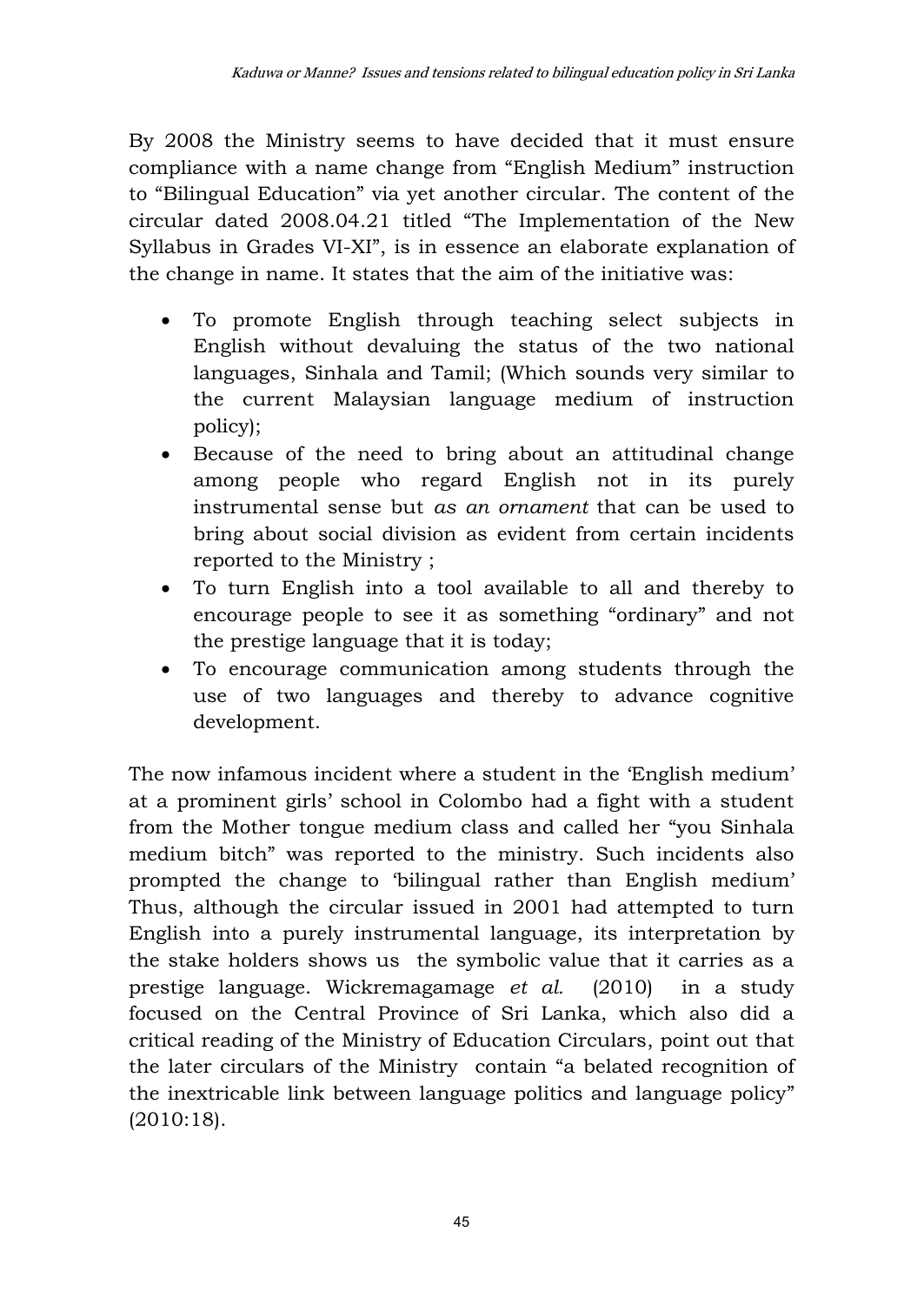By 2008 the Ministry seems to have decided that it must ensure compliance with a name change from "English Medium" instruction to "Bilingual Education" via yet another circular. The content of the circular dated 2008.04.21 titled "The Implementation of the New Syllabus in Grades VI-XI", is in essence an elaborate explanation of the change in name. It states that the aim of the initiative was:

- To promote English through teaching select subjects in English without devaluing the status of the two national languages, Sinhala and Tamil; (Which sounds very similar to the current Malaysian language medium of instruction policy);
- Because of the need to bring about an attitudinal change among people who regard English not in its purely instrumental sense but *as an ornament* that can be used to bring about social division as evident from certain incidents reported to the Ministry ;
- To turn English into a tool available to all and thereby to encourage people to see it as something "ordinary" and not the prestige language that it is today;
- To encourage communication among students through the use of two languages and thereby to advance cognitive development.

The now infamous incident where a student in the 'English medium' at a prominent girls' school in Colombo had a fight with a student from the Mother tongue medium class and called her "you Sinhala medium bitch" was reported to the ministry. Such incidents also prompted the change to 'bilingual rather than English medium' Thus, although the circular issued in 2001 had attempted to turn English into a purely instrumental language, its interpretation by the stake holders shows us the symbolic value that it carries as a prestige language. Wickremagamage *et al.* (2010) in a study focused on the Central Province of Sri Lanka, which also did a critical reading of the Ministry of Education Circulars, point out that the later circulars of the Ministry contain "a belated recognition of the inextricable link between language politics and language policy" (2010:18).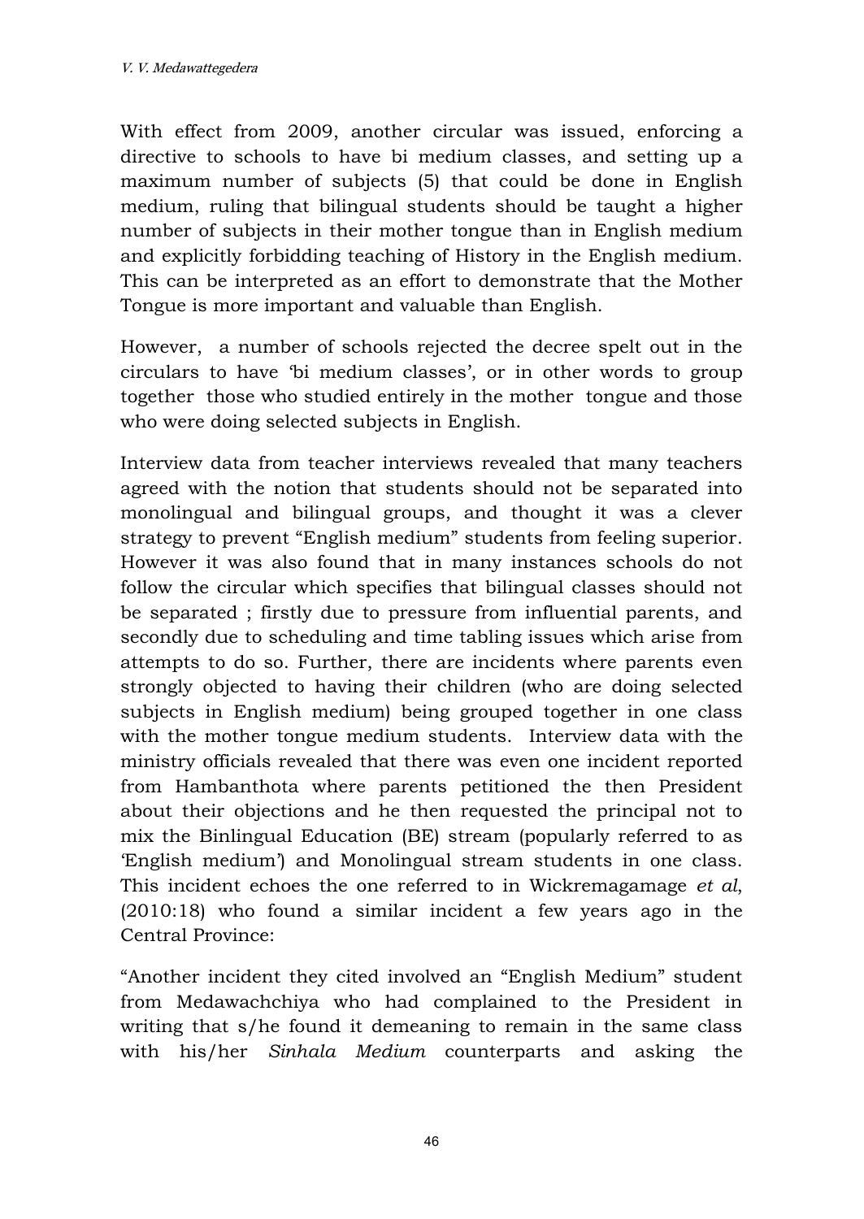With effect from 2009, another circular was issued, enforcing a directive to schools to have bi medium classes, and setting up a maximum number of subjects (5) that could be done in English medium, ruling that bilingual students should be taught a higher number of subjects in their mother tongue than in English medium and explicitly forbidding teaching of History in the English medium. This can be interpreted as an effort to demonstrate that the Mother Tongue is more important and valuable than English.

However, a number of schools rejected the decree spelt out in the circulars to have 'bi medium classes', or in other words to group together those who studied entirely in the mother tongue and those who were doing selected subjects in English.

Interview data from teacher interviews revealed that many teachers agreed with the notion that students should not be separated into monolingual and bilingual groups, and thought it was a clever strategy to prevent "English medium" students from feeling superior. However it was also found that in many instances schools do not follow the circular which specifies that bilingual classes should not be separated ; firstly due to pressure from influential parents, and secondly due to scheduling and time tabling issues which arise from attempts to do so. Further, there are incidents where parents even strongly objected to having their children (who are doing selected subjects in English medium) being grouped together in one class with the mother tongue medium students. Interview data with the ministry officials revealed that there was even one incident reported from Hambanthota where parents petitioned the then President about their objections and he then requested the principal not to mix the Binlingual Education (BE) stream (popularly referred to as 'English medium') and Monolingual stream students in one class. This incident echoes the one referred to in Wickremagamage *et al*, (2010:18) who found a similar incident a few years ago in the Central Province:

"Another incident they cited involved an "English Medium" student from Medawachchiya who had complained to the President in writing that s/he found it demeaning to remain in the same class with his/her *Sinhala Medium* counterparts and asking the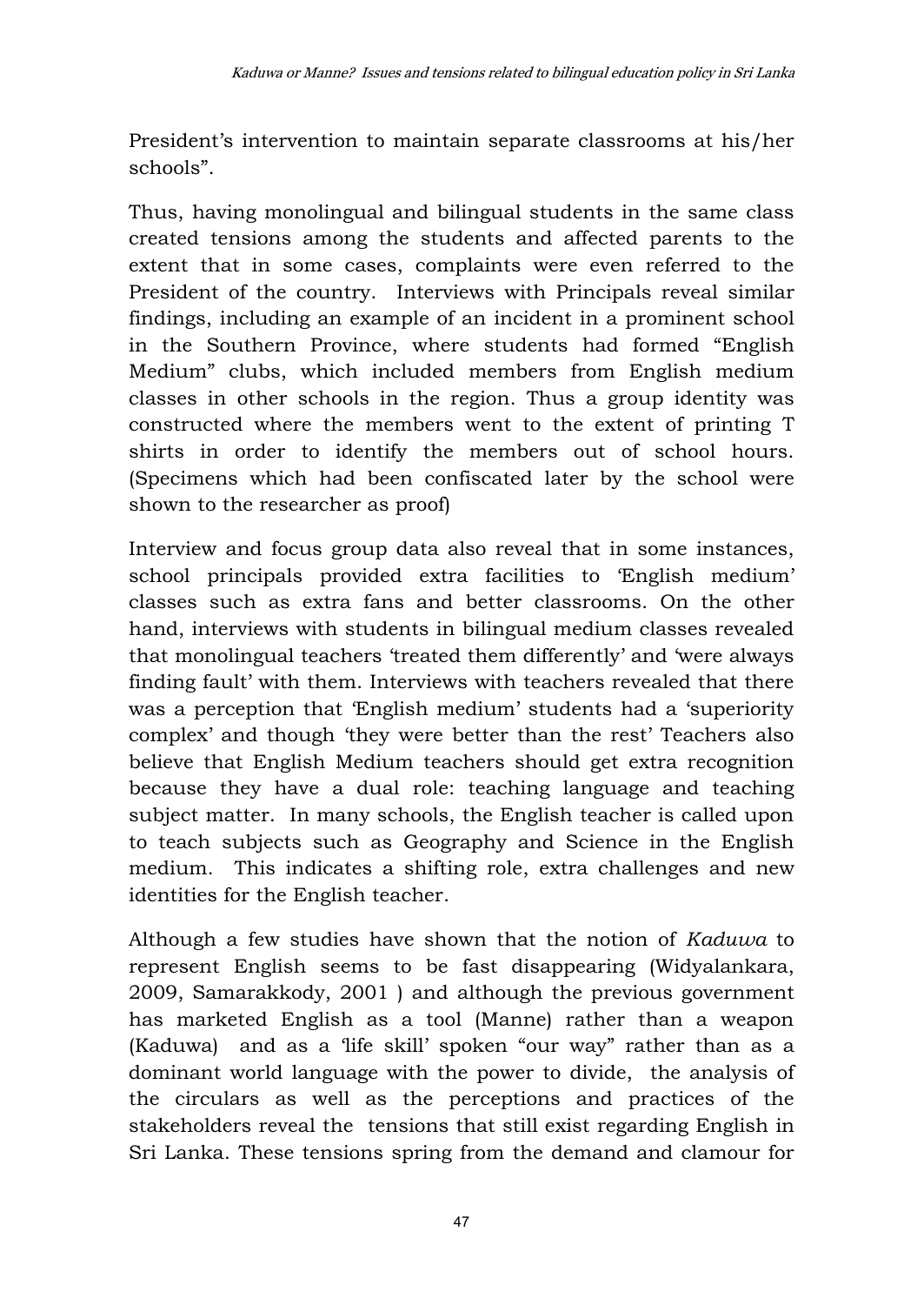President's intervention to maintain separate classrooms at his/her schools".

Thus, having monolingual and bilingual students in the same class created tensions among the students and affected parents to the extent that in some cases, complaints were even referred to the President of the country. Interviews with Principals reveal similar findings, including an example of an incident in a prominent school in the Southern Province, where students had formed "English Medium" clubs, which included members from English medium classes in other schools in the region. Thus a group identity was constructed where the members went to the extent of printing T shirts in order to identify the members out of school hours. (Specimens which had been confiscated later by the school were shown to the researcher as proof)

Interview and focus group data also reveal that in some instances, school principals provided extra facilities to 'English medium' classes such as extra fans and better classrooms. On the other hand, interviews with students in bilingual medium classes revealed that monolingual teachers 'treated them differently' and 'were always finding fault' with them. Interviews with teachers revealed that there was a perception that 'English medium' students had a 'superiority complex' and though 'they were better than the rest' Teachers also believe that English Medium teachers should get extra recognition because they have a dual role: teaching language and teaching subject matter. In many schools, the English teacher is called upon to teach subjects such as Geography and Science in the English medium. This indicates a shifting role, extra challenges and new identities for the English teacher.

Although a few studies have shown that the notion of *Kaduwa* to represent English seems to be fast disappearing (Widyalankara, 2009, Samarakkody, 2001 ) and although the previous government has marketed English as a tool (Manne) rather than a weapon (Kaduwa) and as a 'life skill' spoken "our way" rather than as a dominant world language with the power to divide, the analysis of the circulars as well as the perceptions and practices of the stakeholders reveal the tensions that still exist regarding English in Sri Lanka. These tensions spring from the demand and clamour for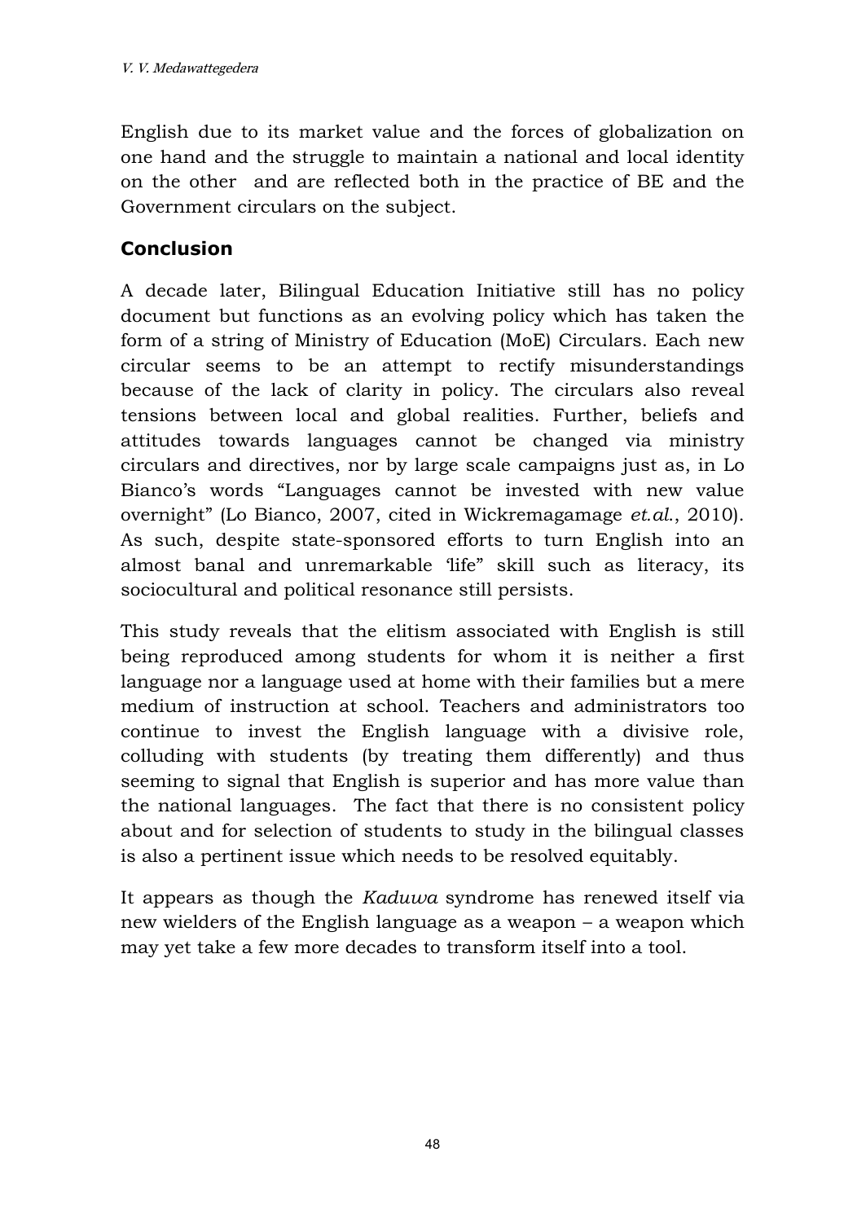English due to its market value and the forces of globalization on one hand and the struggle to maintain a national and local identity on the other and are reflected both in the practice of BE and the Government circulars on the subject.

## Conclusion

A decade later, Bilingual Education Initiative still has no policy document but functions as an evolving policy which has taken the form of a string of Ministry of Education (MoE) Circulars. Each new circular seems to be an attempt to rectify misunderstandings because of the lack of clarity in policy. The circulars also reveal tensions between local and global realities. Further, beliefs and attitudes towards languages cannot be changed via ministry circulars and directives, nor by large scale campaigns just as, in Lo Bianco's words "Languages cannot be invested with new value overnight" (Lo Bianco, 2007, cited in Wickremagamage *et.al.*, 2010). As such, despite state-sponsored efforts to turn English into an almost banal and unremarkable 'life" skill such as literacy, its sociocultural and political resonance still persists.

This study reveals that the elitism associated with English is still being reproduced among students for whom it is neither a first language nor a language used at home with their families but a mere medium of instruction at school. Teachers and administrators too continue to invest the English language with a divisive role, colluding with students (by treating them differently) and thus seeming to signal that English is superior and has more value than the national languages. The fact that there is no consistent policy about and for selection of students to study in the bilingual classes is also a pertinent issue which needs to be resolved equitably.

It appears as though the *Kaduwa* syndrome has renewed itself via new wielders of the English language as a weapon – a weapon which may yet take a few more decades to transform itself into a tool.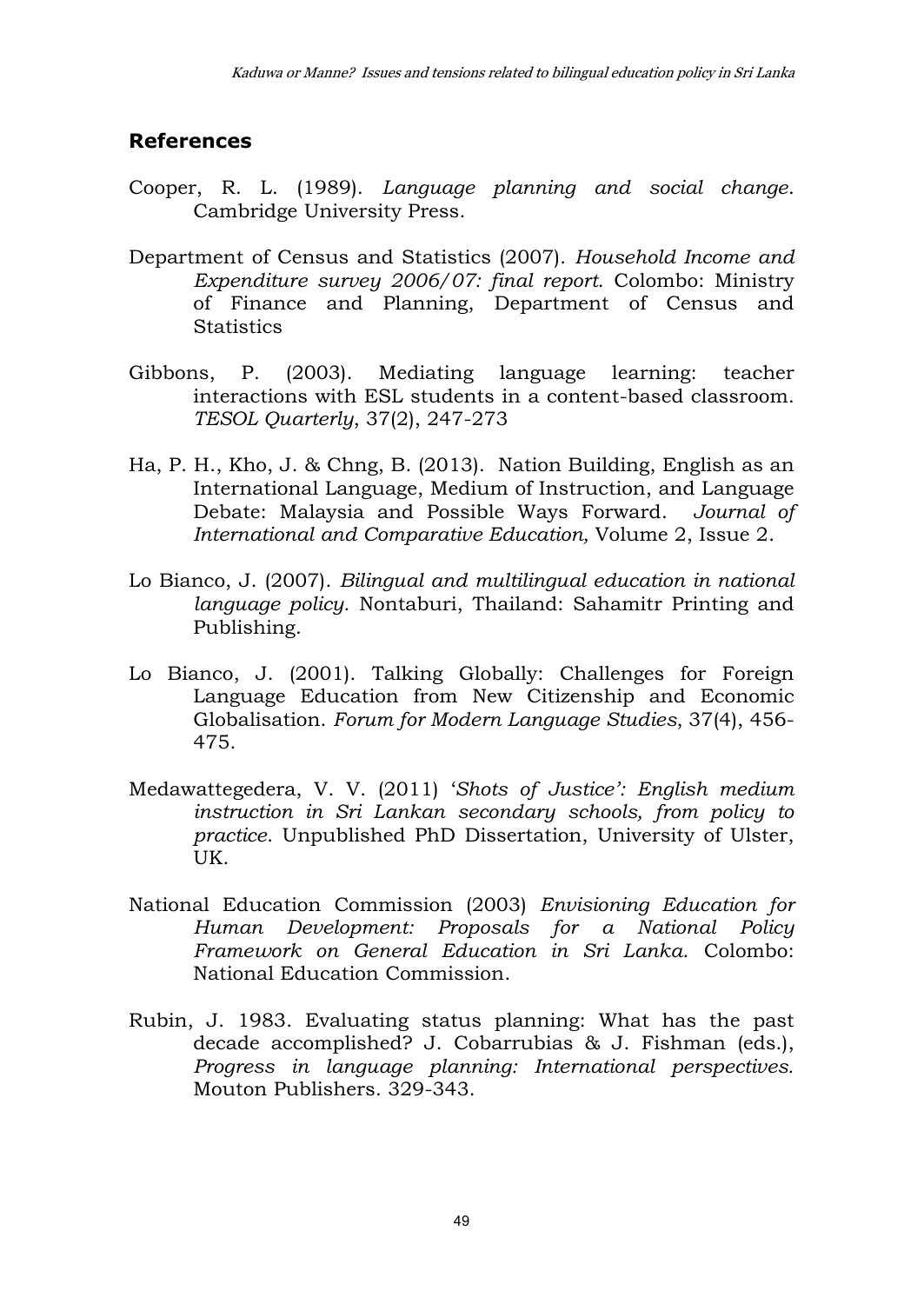## References

Cooper, R. L. (1989). *Language planning and social change*. Cambridge University Press.

Department of Census and Statistics (2007). *Household Income and Expenditure survey 2006/07: final report*. Colombo: Ministry of Finance and Planning, Department of Census and Statistics

Gibbons, P. (2003). Mediating language learning: teacher interactions with ESL students in a content-based classroom. *TESOL Quarterly*, 37(2), 247-273

Ha, P. H., Kho, J. & Chng, B. (2013). Nation Building, English as an International Language, Medium of Instruction, and Language Debate: Malaysia and Possible Ways Forward. *Journal of International and Comparative Education,* Volume 2, Issue 2.

Lo Bianco, J. (2007). *Bilingual and multilingual education in national language policy*. Nontaburi, Thailand: Sahamitr Printing and Publishing.

Lo Bianco, J. (2001). Talking Globally: Challenges for Foreign Language Education from New Citizenship and Economic Globalisation. *Forum for Modern Language Studies*, 37(4), 456-475.

Medawattegedera, V. V. (2011) '*Shots of Justice': English medium instruction in Sri Lankan secondary schools, from policy to practice*. Unpublished PhD Dissertation, University of Ulster, UK.

National Education Commission (2003) *Envisioning Education for Human Development: Proposals for a National Policy Framework on General Education in Sri Lanka*. Colombo: National Education Commission.

Rubin, J. 1983. Evaluating status planning: What has the past decade accomplished? J. Cobarrubias & J. Fishman (eds.), *Progress in language planning: International perspectives.* Mouton Publishers. 329-343.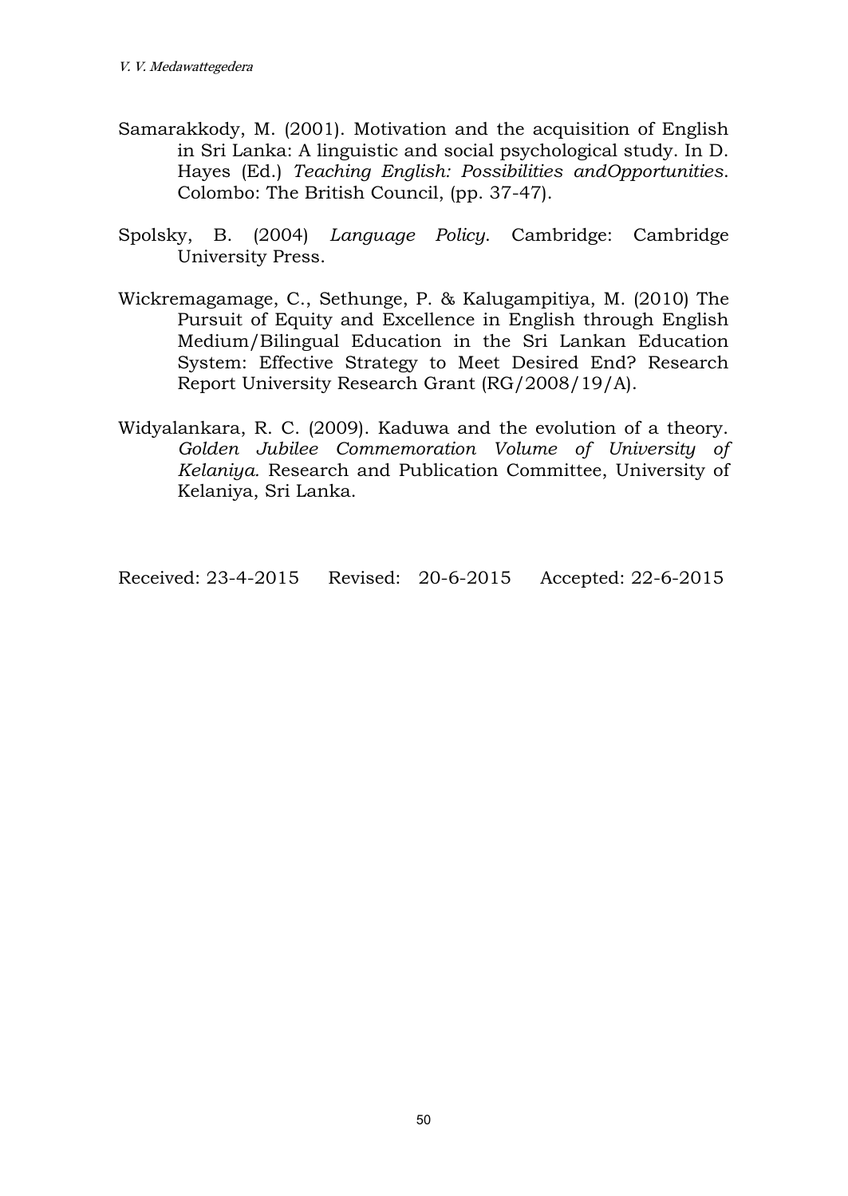Samarakkody, M. (2001). Motivation and the acquisition of English in Sri Lanka: A linguistic and social psychological study. In D. Hayes (Ed.) *Teaching English: Possibilities andOpportunities*. Colombo: The British Council, (pp. 37-47).

Spolsky, B. (2004) *Language Policy*. Cambridge: Cambridge University Press.

Wickremagamage, C., Sethunge, P. & Kalugampitiya, M. (2010) The Pursuit of Equity and Excellence in English through English Medium/Bilingual Education in the Sri Lankan Education System: Effective Strategy to Meet Desired End? Research Report University Research Grant (RG/2008/19/A).

Widyalankara, R. C. (2009). Kaduwa and the evolution of a theory. *Golden Jubilee Commemoration Volume of University of Kelaniya*. Research and Publication Committee, University of Kelaniya, Sri Lanka.

Received: 23-4-2015 Revised: 20-6-2015 Accepted: 22-6-2015